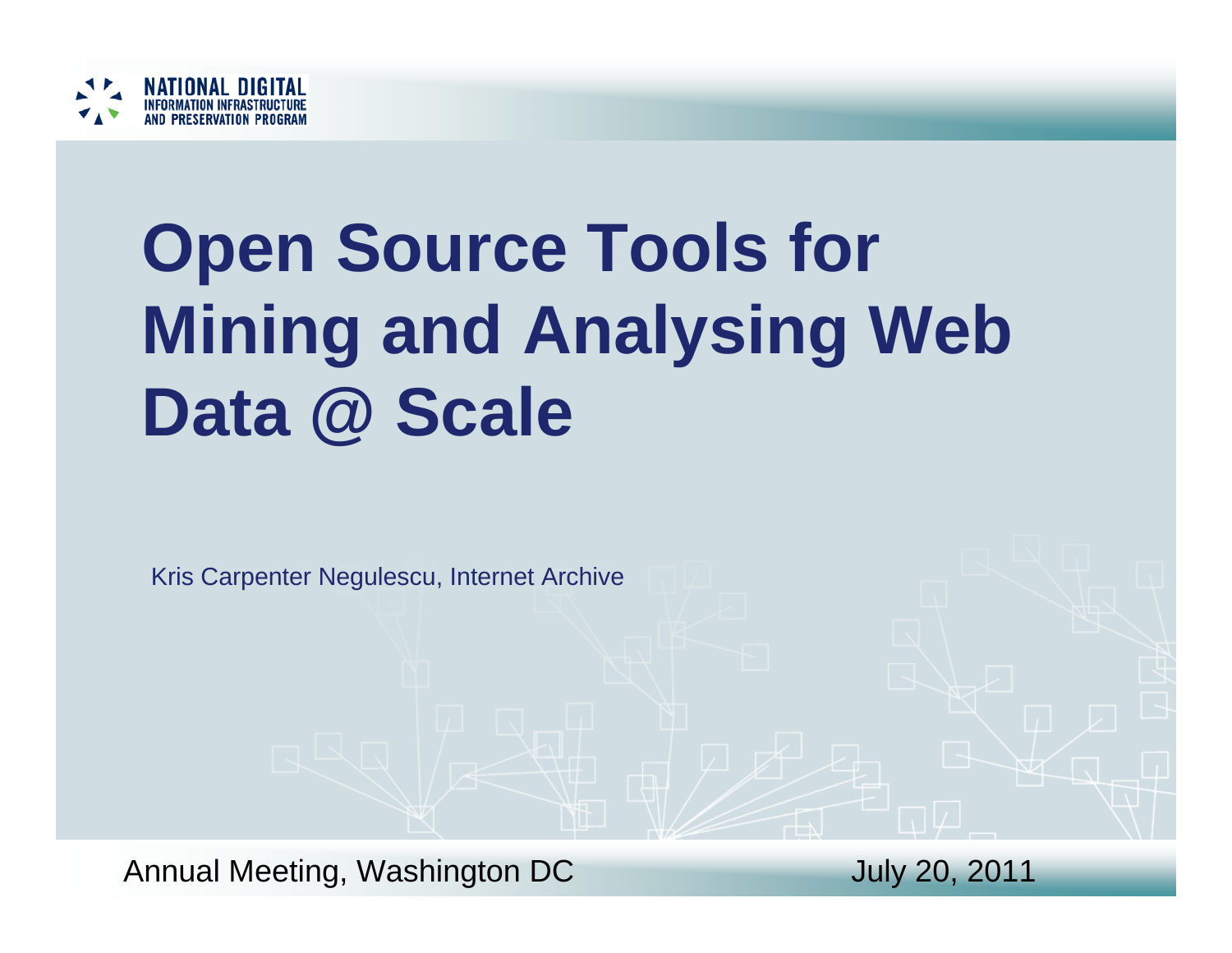NATIONAL DIGITAL INFORMATION INFRASTRUCTURE AND PRESERVATION PROGRAM

# Open Source Tools for Mining and Analysing Web Data @ Scale

Kris Carpenter Negulescu, Internet Archive

Annual Meeting, Washington DC

July 20, 2011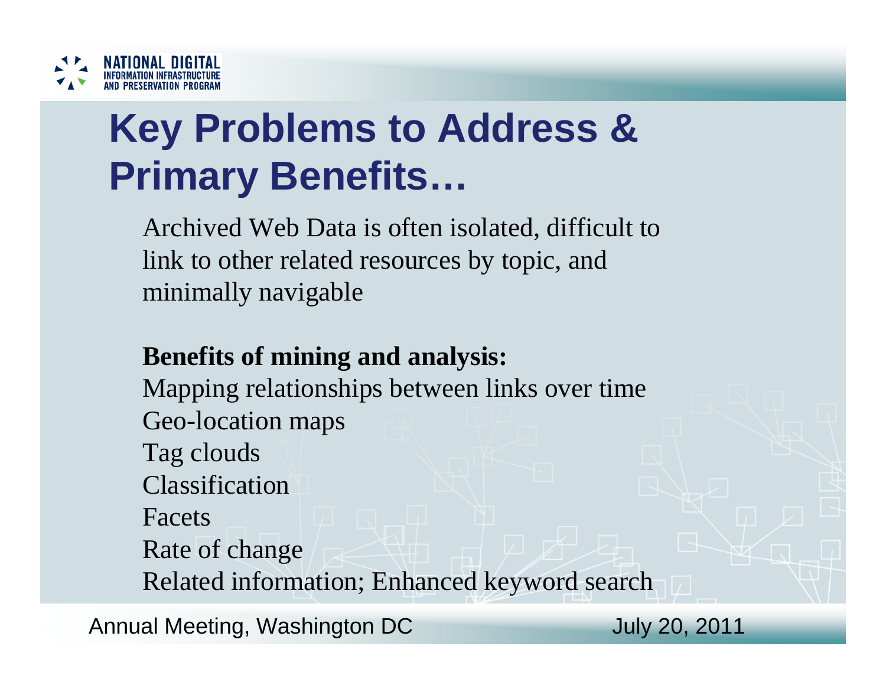# Key Problems to Address & Primary Benefits…

Archived Web Data is often isolated, difficult to link to other related resources by topic, and minimally navigable

**Benefits of mining and analysis:**

Mapping relationships between links over time
Geo-location maps
Tag clouds
Classification
Facets
Rate of change
Related information; Enhanced keyword search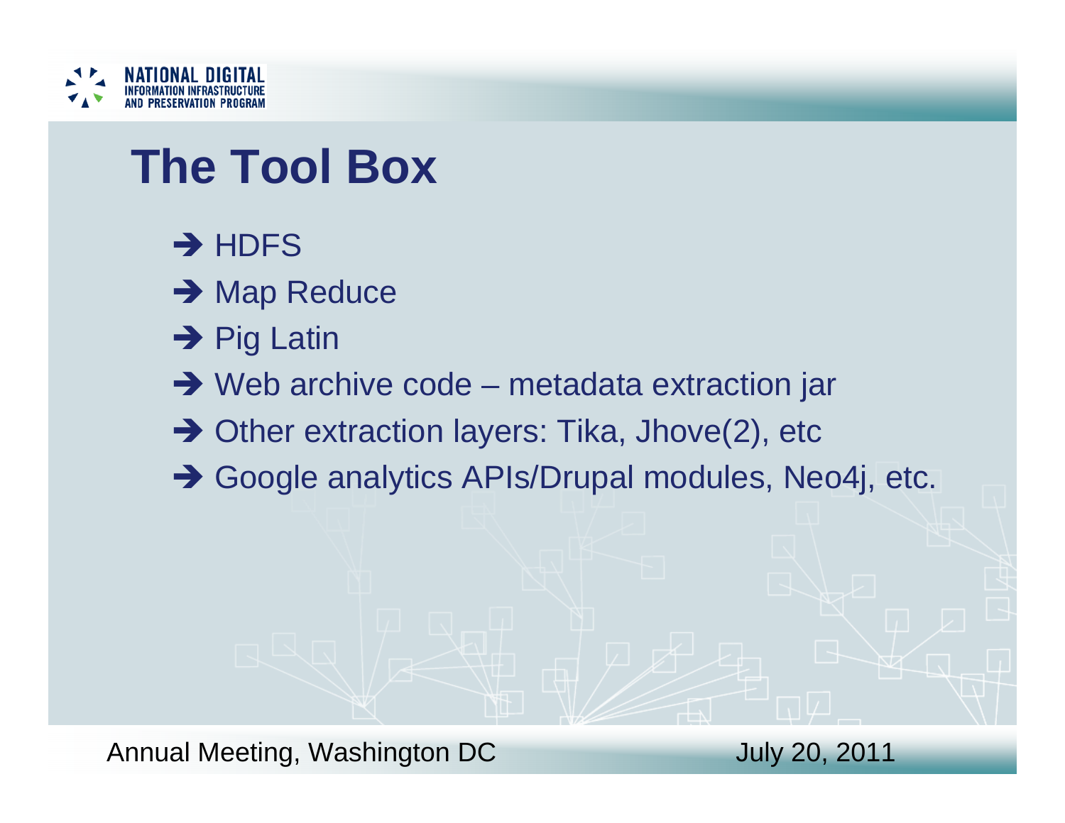# The Tool Box

- ➔ HDFS
- ➔ Map Reduce
- ➔ Pig Latin
- ➔ Web archive code – metadata extraction jar
- ➔ Other extraction layers: Tika, Jhove(2), etc
- ➔ Google analytics APIs/Drupal modules, Neo4j, etc.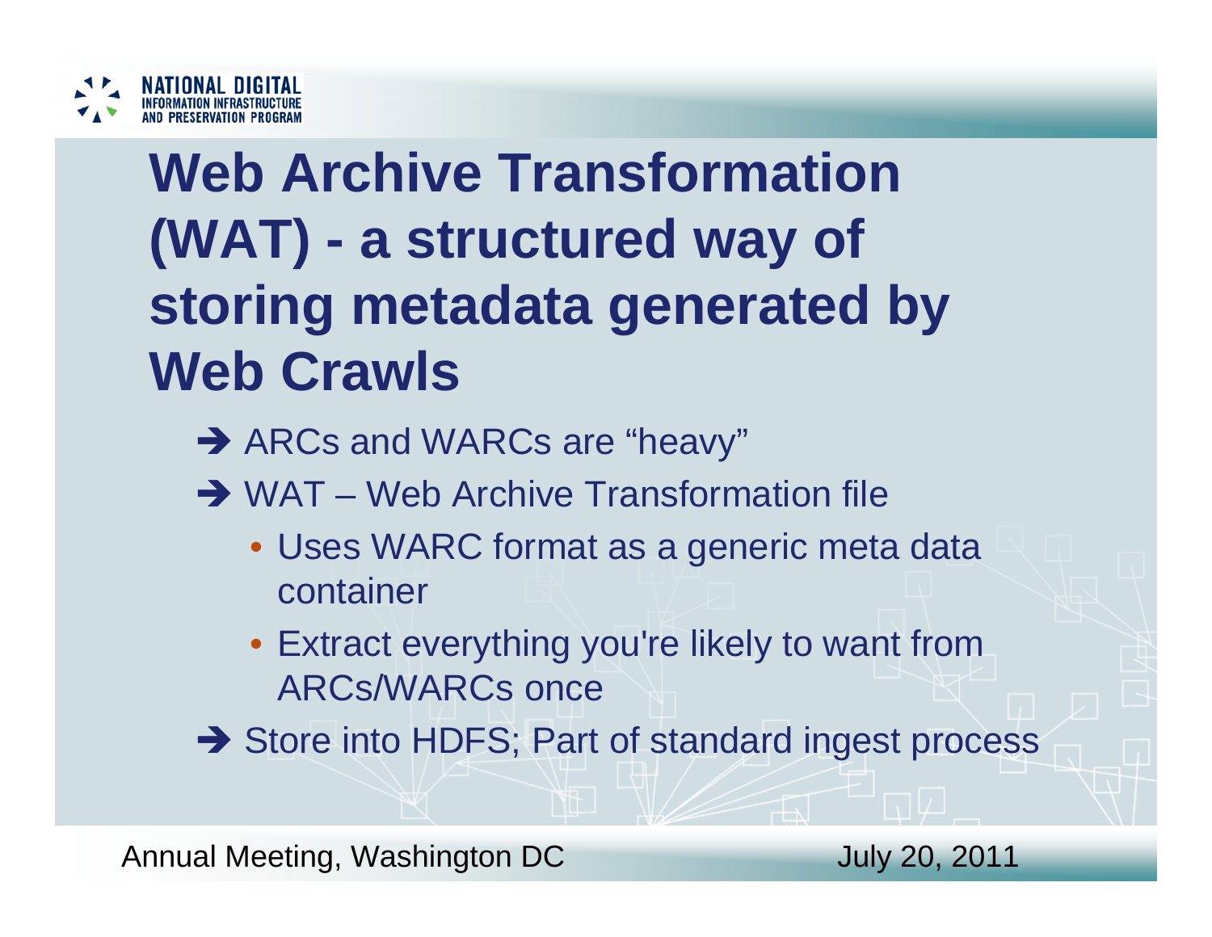# Web Archive Transformation (WAT) - a structured way of storing metadata generated by Web Crawls

- ➔ ARCs and WARCs are "heavy"
- ➔ WAT – Web Archive Transformation file
  - Uses WARC format as a generic meta data container
  - Extract everything you're likely to want from ARCs/WARCs once
- ➔ Store into HDFS; Part of standard ingest process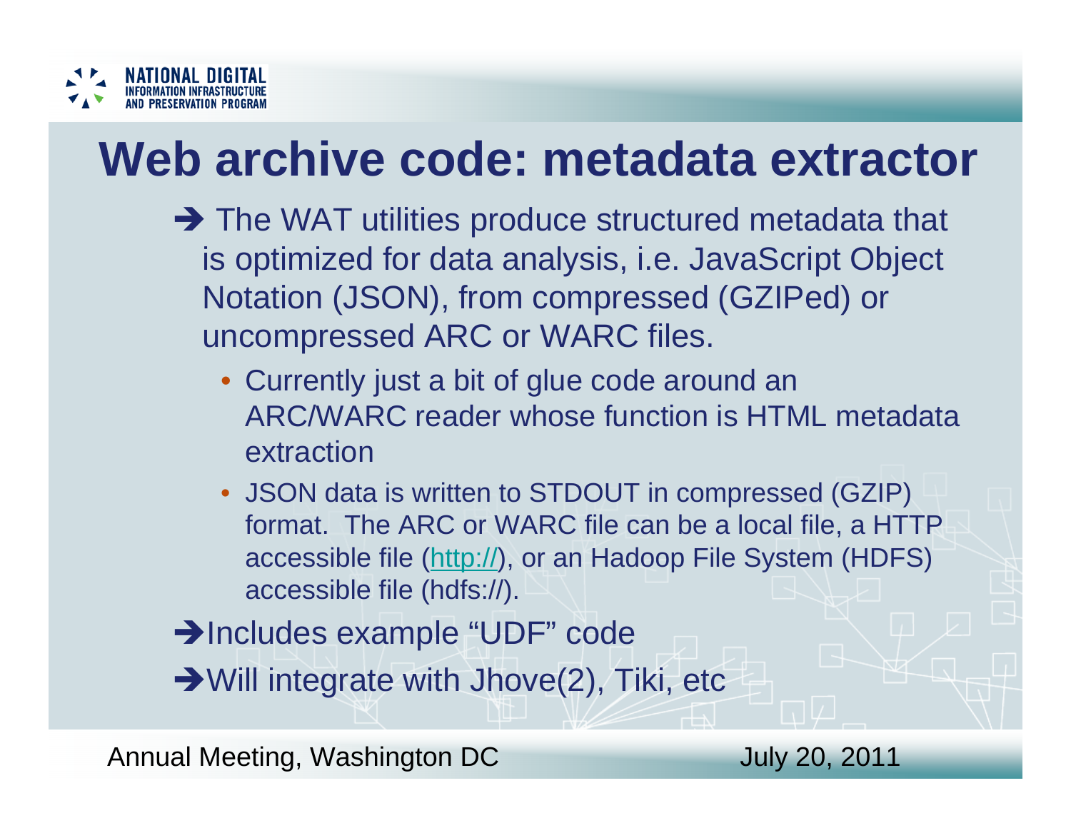# Web archive code: metadata extractor

- ➔ The WAT utilities produce structured metadata that is optimized for data analysis, i.e. JavaScript Object Notation (JSON), from compressed (GZIPed) or uncompressed ARC or WARC files.
  - Currently just a bit of glue code around an ARC/WARC reader whose function is HTML metadata extraction
  - JSON data is written to STDOUT in compressed (GZIP) format. The ARC or WARC file can be a local file, a HTTP accessible file (http://), or an Hadoop File System (HDFS) accessible file (hdfs://).

➔Includes example "UDF" code

➔Will integrate with Jhove(2), Tiki, etc